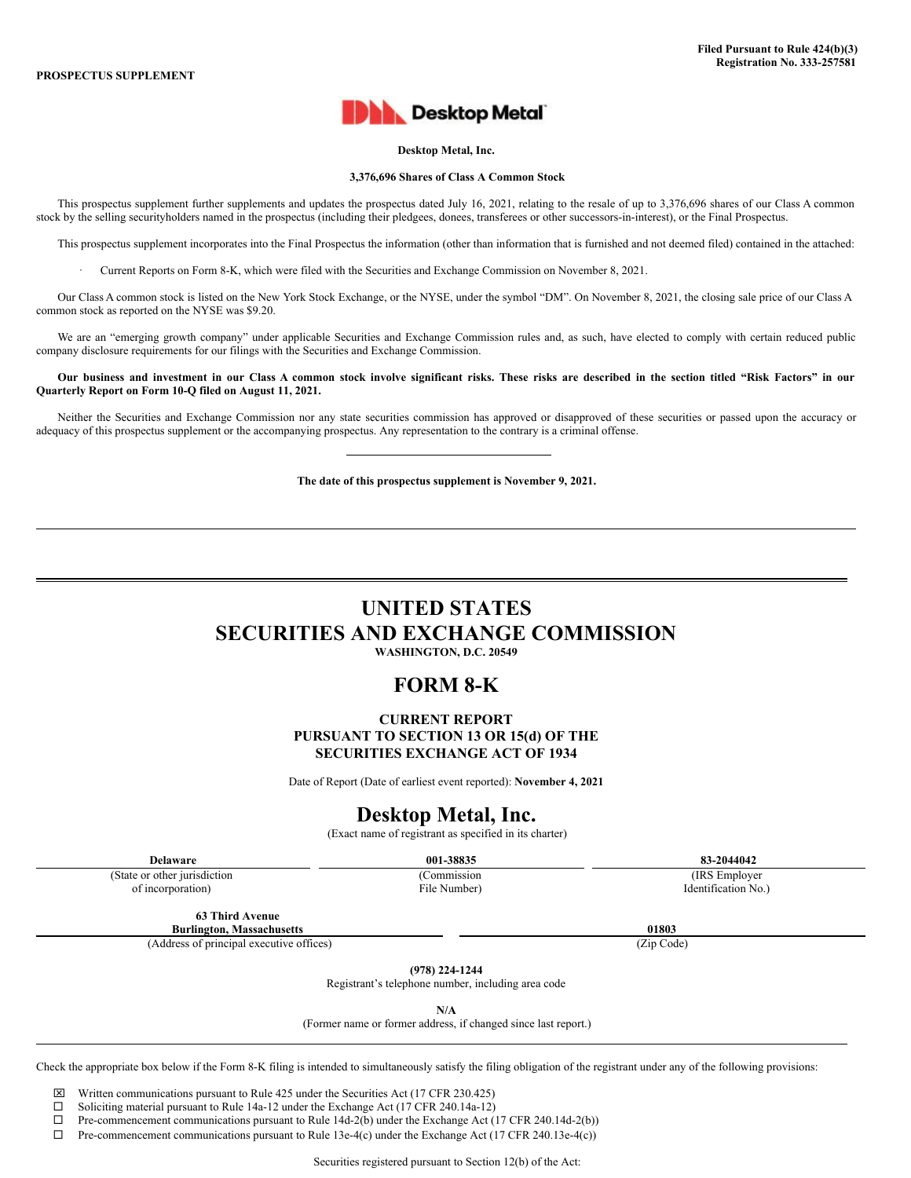Filed Pursuant to Rule 424(b)(3)
Registration No. 333-257581

**PROSPECTUS SUPPLEMENT**

Desktop Metal

**Desktop Metal, Inc.**

**3,376,696 Shares of Class A Common Stock**

This prospectus supplement further supplements and updates the prospectus dated July 16, 2021, relating to the resale of up to 3,376,696 shares of our Class A common stock by the selling securityholders named in the prospectus (including their pledgees, donees, transferees or other successors-in-interest), or the Final Prospectus.

This prospectus supplement incorporates into the Final Prospectus the information (other than information that is furnished and not deemed filed) contained in the attached:

- Current Reports on Form 8-K, which were filed with the Securities and Exchange Commission on November 8, 2021.

Our Class A common stock is listed on the New York Stock Exchange, or the NYSE, under the symbol "DM". On November 8, 2021, the closing sale price of our Class A common stock as reported on the NYSE was $9.20.

We are an "emerging growth company" under applicable Securities and Exchange Commission rules and, as such, have elected to comply with certain reduced public company disclosure requirements for our filings with the Securities and Exchange Commission.

**Our business and investment in our Class A common stock involve significant risks. These risks are described in the section titled "Risk Factors" in our Quarterly Report on Form 10-Q filed on August 11, 2021.**

Neither the Securities and Exchange Commission nor any state securities commission has approved or disapproved of these securities or passed upon the accuracy or adequacy of this prospectus supplement or the accompanying prospectus. Any representation to the contrary is a criminal offense.

**The date of this prospectus supplement is November 9, 2021.**

---

# UNITED STATES
# SECURITIES AND EXCHANGE COMMISSION
**WASHINGTON, D.C. 20549**

# FORM 8-K

**CURRENT REPORT**
**PURSUANT TO SECTION 13 OR 15(d) OF THE**
**SECURITIES EXCHANGE ACT OF 1934**

Date of Report (Date of earliest event reported): **November 4, 2021**

# Desktop Metal, Inc.
(Exact name of registrant as specified in its charter)

| **Delaware** | **001-38835** | **83-2044042** |
|---|---|---|
| (State or other jurisdiction of incorporation) | (Commission File Number) | (IRS Employer Identification No.) |

| **63 Third Avenue Burlington, Massachusetts** | **01803** |
|---|---|
| (Address of principal executive offices) | (Zip Code) |

**(978) 224-1244**
Registrant's telephone number, including area code

**N/A**
(Former name or former address, if changed since last report.)

Check the appropriate box below if the Form 8-K filing is intended to simultaneously satisfy the filing obligation of the registrant under any of the following provisions:

☒ Written communications pursuant to Rule 425 under the Securities Act (17 CFR 230.425)
☐ Soliciting material pursuant to Rule 14a-12 under the Exchange Act (17 CFR 240.14a-12)
☐ Pre-commencement communications pursuant to Rule 14d-2(b) under the Exchange Act (17 CFR 240.14d-2(b))
☐ Pre-commencement communications pursuant to Rule 13e-4(c) under the Exchange Act (17 CFR 240.13e-4(c))

Securities registered pursuant to Section 12(b) of the Act: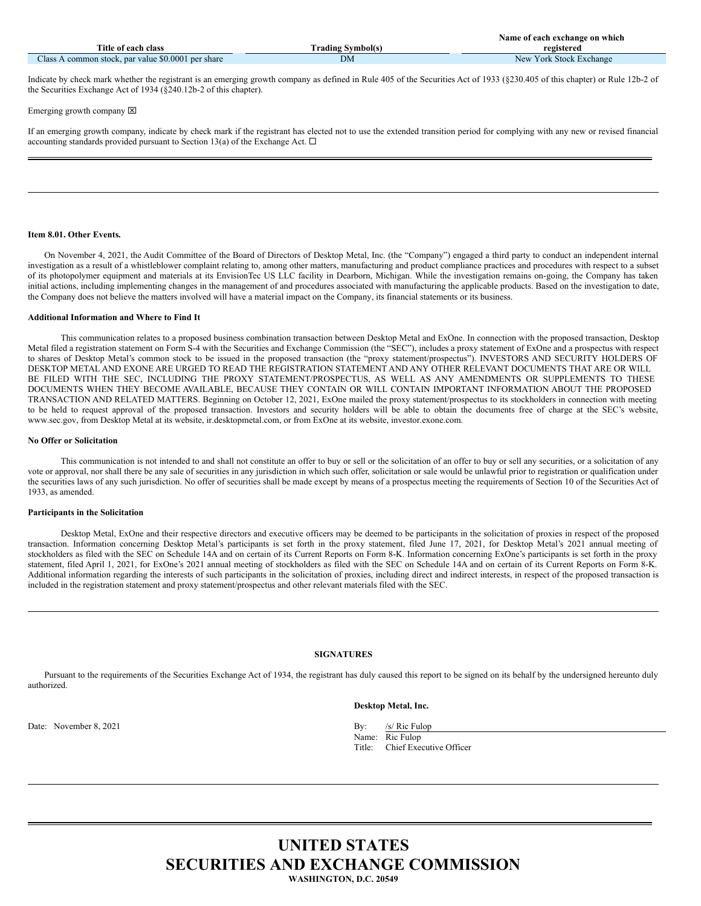| Title of each class | Trading Symbol(s) | Name of each exchange on which registered |
| --- | --- | --- |
| Class A common stock, par value $0.0001 per share | DM | New York Stock Exchange |

Indicate by check mark whether the registrant is an emerging growth company as defined in Rule 405 of the Securities Act of 1933 (§230.405 of this chapter) or Rule 12b-2 of the Securities Exchange Act of 1934 (§240.12b-2 of this chapter).

Emerging growth company ☒

If an emerging growth company, indicate by check mark if the registrant has elected not to use the extended transition period for complying with any new or revised financial accounting standards provided pursuant to Section 13(a) of the Exchange Act. ☐

**Item 8.01. Other Events.**

On November 4, 2021, the Audit Committee of the Board of Directors of Desktop Metal, Inc. (the "Company") engaged a third party to conduct an independent internal investigation as a result of a whistleblower complaint relating to, among other matters, manufacturing and product compliance practices and procedures with respect to a subset of its photopolymer equipment and materials at its EnvisionTec US LLC facility in Dearborn, Michigan. While the investigation remains on-going, the Company has taken initial actions, including implementing changes in the management of and procedures associated with manufacturing the applicable products. Based on the investigation to date, the Company does not believe the matters involved will have a material impact on the Company, its financial statements or its business.

**Additional Information and Where to Find It**

This communication relates to a proposed business combination transaction between Desktop Metal and ExOne. In connection with the proposed transaction, Desktop Metal filed a registration statement on Form S-4 with the Securities and Exchange Commission (the "SEC"), includes a proxy statement of ExOne and a prospectus with respect to shares of Desktop Metal's common stock to be issued in the proposed transaction (the "proxy statement/prospectus"). INVESTORS AND SECURITY HOLDERS OF DESKTOP METAL AND EXONE ARE URGED TO READ THE REGISTRATION STATEMENT AND ANY OTHER RELEVANT DOCUMENTS THAT ARE OR WILL BE FILED WITH THE SEC, INCLUDING THE PROXY STATEMENT/PROSPECTUS, AS WELL AS ANY AMENDMENTS OR SUPPLEMENTS TO THESE DOCUMENTS WHEN THEY BECOME AVAILABLE, BECAUSE THEY CONTAIN OR WILL CONTAIN IMPORTANT INFORMATION ABOUT THE PROPOSED TRANSACTION AND RELATED MATTERS. Beginning on October 12, 2021, ExOne mailed the proxy statement/prospectus to its stockholders in connection with meeting to be held to request approval of the proposed transaction. Investors and security holders will be able to obtain the documents free of charge at the SEC's website, www.sec.gov, from Desktop Metal at its website, ir.desktopmetal.com, or from ExOne at its website, investor.exone.com.

**No Offer or Solicitation**

This communication is not intended to and shall not constitute an offer to buy or sell or the solicitation of an offer to buy or sell any securities, or a solicitation of any vote or approval, nor shall there be any sale of securities in any jurisdiction in which such offer, solicitation or sale would be unlawful prior to registration or qualification under the securities laws of any such jurisdiction. No offer of securities shall be made except by means of a prospectus meeting the requirements of Section 10 of the Securities Act of 1933, as amended.

**Participants in the Solicitation**

Desktop Metal, ExOne and their respective directors and executive officers may be deemed to be participants in the solicitation of proxies in respect of the proposed transaction. Information concerning Desktop Metal's participants is set forth in the proxy statement, filed June 17, 2021, for Desktop Metal's 2021 annual meeting of stockholders as filed with the SEC on Schedule 14A and on certain of its Current Reports on Form 8-K. Information concerning ExOne's participants is set forth in the proxy statement, filed April 1, 2021, for ExOne's 2021 annual meeting of stockholders as filed with the SEC on Schedule 14A and on certain of its Current Reports on Form 8-K. Additional information regarding the interests of such participants in the solicitation of proxies, including direct and indirect interests, in respect of the proposed transaction is included in the registration statement and proxy statement/prospectus and other relevant materials filed with the SEC.

**SIGNATURES**

Pursuant to the requirements of the Securities Exchange Act of 1934, the registrant has duly caused this report to be signed on its behalf by the undersigned hereunto duly authorized.

**Desktop Metal, Inc.**

Date: November 8, 2021

By: /s/ Ric Fulop
Name: Ric Fulop
Title: Chief Executive Officer

# UNITED STATES
# SECURITIES AND EXCHANGE COMMISSION
**WASHINGTON, D.C. 20549**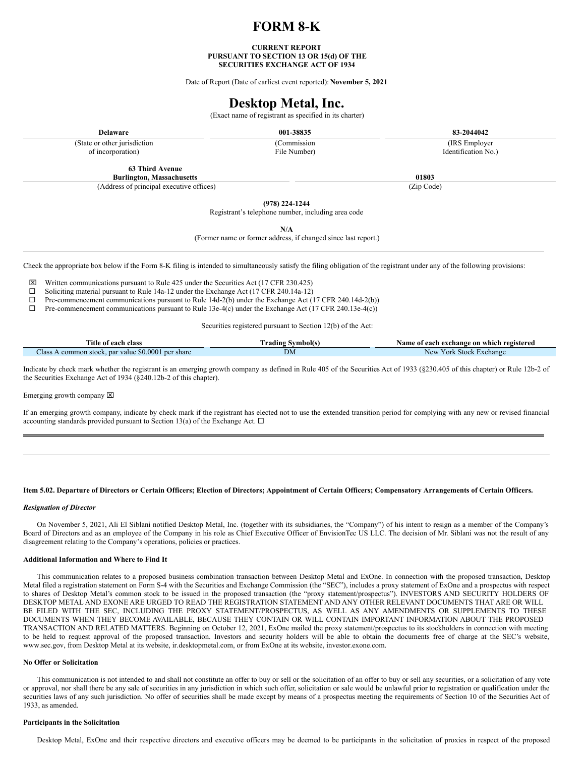# FORM 8-K

**CURRENT REPORT**
**PURSUANT TO SECTION 13 OR 15(d) OF THE**
**SECURITIES EXCHANGE ACT OF 1934**

Date of Report (Date of earliest event reported): **November 5, 2021**

# Desktop Metal, Inc.

(Exact name of registrant as specified in its charter)

| **Delaware** | **001-38835** | **83-2044042** |
|---|---|---|
| (State or other jurisdiction of incorporation) | (Commission File Number) | (IRS Employer Identification No.) |

| **63 Third Avenue Burlington, Massachusetts** | **01803** |
|---|---|
| (Address of principal executive offices) | (Zip Code) |

**(978) 224-1244**
Registrant's telephone number, including area code

**N/A**
(Former name or former address, if changed since last report.)

Check the appropriate box below if the Form 8-K filing is intended to simultaneously satisfy the filing obligation of the registrant under any of the following provisions:

☒ Written communications pursuant to Rule 425 under the Securities Act (17 CFR 230.425)
☐ Soliciting material pursuant to Rule 14a-12 under the Exchange Act (17 CFR 240.14a-12)
☐ Pre-commencement communications pursuant to Rule 14d-2(b) under the Exchange Act (17 CFR 240.14d-2(b))
☐ Pre-commencement communications pursuant to Rule 13e-4(c) under the Exchange Act (17 CFR 240.13e-4(c))

Securities registered pursuant to Section 12(b) of the Act:

| Title of each class | Trading Symbol(s) | Name of each exchange on which registered |
|---|---|---|
| Class A common stock, par value $0.0001 per share | DM | New York Stock Exchange |

Indicate by check mark whether the registrant is an emerging growth company as defined in Rule 405 of the Securities Act of 1933 (§230.405 of this chapter) or Rule 12b-2 of the Securities Exchange Act of 1934 (§240.12b-2 of this chapter).

Emerging growth company ☒

If an emerging growth company, indicate by check mark if the registrant has elected not to use the extended transition period for complying with any new or revised financial accounting standards provided pursuant to Section 13(a) of the Exchange Act. ☐

**Item 5.02. Departure of Directors or Certain Officers; Election of Directors; Appointment of Certain Officers; Compensatory Arrangements of Certain Officers.**

***Resignation of Director***

On November 5, 2021, Ali El Siblani notified Desktop Metal, Inc. (together with its subsidiaries, the "Company") of his intent to resign as a member of the Company's Board of Directors and as an employee of the Company in his role as Chief Executive Officer of EnvisionTec US LLC. The decision of Mr. Siblani was not the result of any disagreement relating to the Company's operations, policies or practices.

**Additional Information and Where to Find It**

This communication relates to a proposed business combination transaction between Desktop Metal and ExOne. In connection with the proposed transaction, Desktop Metal filed a registration statement on Form S-4 with the Securities and Exchange Commission (the "SEC"), includes a proxy statement of ExOne and a prospectus with respect to shares of Desktop Metal's common stock to be issued in the proposed transaction (the "proxy statement/prospectus"). INVESTORS AND SECURITY HOLDERS OF DESKTOP METAL AND EXONE ARE URGED TO READ THE REGISTRATION STATEMENT AND ANY OTHER RELEVANT DOCUMENTS THAT ARE OR WILL BE FILED WITH THE SEC, INCLUDING THE PROXY STATEMENT/PROSPECTUS, AS WELL AS ANY AMENDMENTS OR SUPPLEMENTS TO THESE DOCUMENTS WHEN THEY BECOME AVAILABLE, BECAUSE THEY CONTAIN OR WILL CONTAIN IMPORTANT INFORMATION ABOUT THE PROPOSED TRANSACTION AND RELATED MATTERS. Beginning on October 12, 2021, ExOne mailed the proxy statement/prospectus to its stockholders in connection with meeting to be held to request approval of the proposed transaction. Investors and security holders will be able to obtain the documents free of charge at the SEC's website, www.sec.gov, from Desktop Metal at its website, ir.desktopmetal.com, or from ExOne at its website, investor.exone.com.

**No Offer or Solicitation**

This communication is not intended to and shall not constitute an offer to buy or sell or the solicitation of an offer to buy or sell any securities, or a solicitation of any vote or approval, nor shall there be any sale of securities in any jurisdiction in which such offer, solicitation or sale would be unlawful prior to registration or qualification under the securities laws of any such jurisdiction. No offer of securities shall be made except by means of a prospectus meeting the requirements of Section 10 of the Securities Act of 1933, as amended.

**Participants in the Solicitation**

Desktop Metal, ExOne and their respective directors and executive officers may be deemed to be participants in the solicitation of proxies in respect of the proposed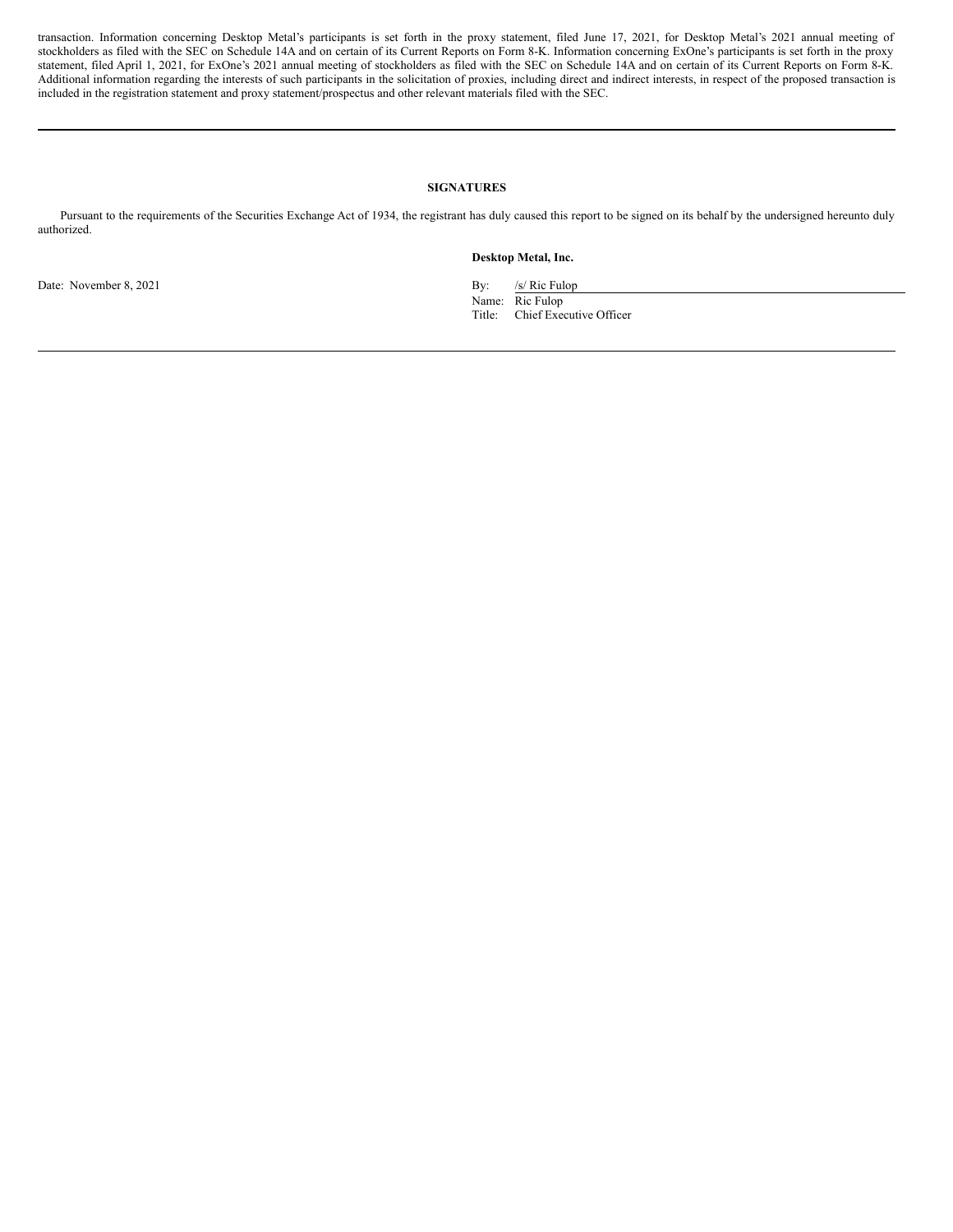transaction. Information concerning Desktop Metal's participants is set forth in the proxy statement, filed June 17, 2021, for Desktop Metal's 2021 annual meeting of stockholders as filed with the SEC on Schedule 14A and on certain of its Current Reports on Form 8-K. Information concerning ExOne's participants is set forth in the proxy statement, filed April 1, 2021, for ExOne's 2021 annual meeting of stockholders as filed with the SEC on Schedule 14A and on certain of its Current Reports on Form 8-K. Additional information regarding the interests of such participants in the solicitation of proxies, including direct and indirect interests, in respect of the proposed transaction is included in the registration statement and proxy statement/prospectus and other relevant materials filed with the SEC.

---

## SIGNATURES

Pursuant to the requirements of the Securities Exchange Act of 1934, the registrant has duly caused this report to be signed on its behalf by the undersigned hereunto duly authorized.

**Desktop Metal, Inc.**

Date: November 8, 2021

By: /s/ Ric Fulop
Name: Ric Fulop
Title: Chief Executive Officer